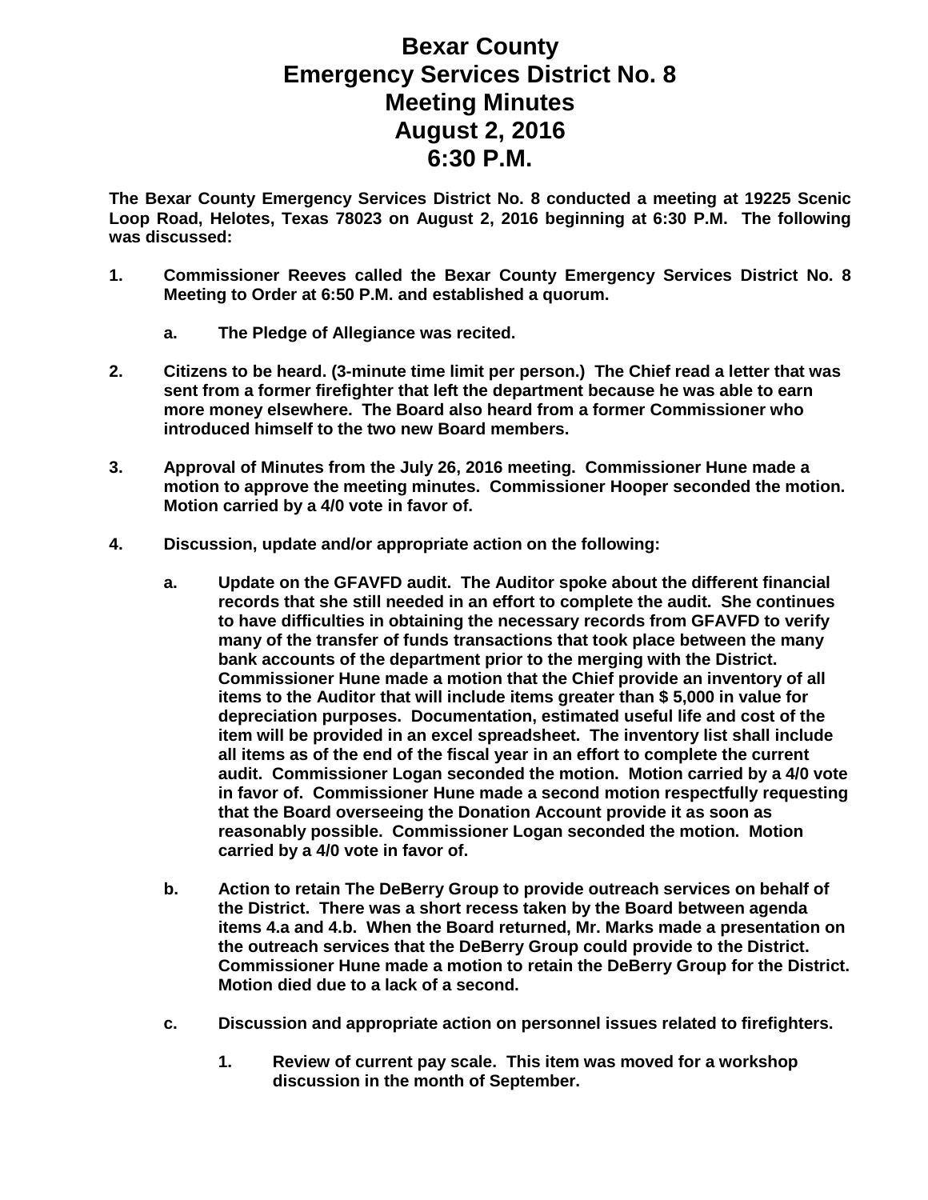# Bexar County
# Emergency Services District No. 8
# Meeting Minutes
# August 2, 2016
# 6:30 P.M.

**The Bexar County Emergency Services District No. 8 conducted a meeting at 19225 Scenic Loop Road, Helotes, Texas 78023 on August 2, 2016 beginning at 6:30 P.M. The following was discussed:**

1. **Commissioner Reeves called the Bexar County Emergency Services District No. 8 Meeting to Order at 6:50 P.M. and established a quorum.**

   a. **The Pledge of Allegiance was recited.**

2. **Citizens to be heard. (3-minute time limit per person.) The Chief read a letter that was sent from a former firefighter that left the department because he was able to earn more money elsewhere. The Board also heard from a former Commissioner who introduced himself to the two new Board members.**

3. **Approval of Minutes from the July 26, 2016 meeting. Commissioner Hune made a motion to approve the meeting minutes. Commissioner Hooper seconded the motion. Motion carried by a 4/0 vote in favor of.**

4. **Discussion, update and/or appropriate action on the following:**

   a. **Update on the GFAVFD audit. The Auditor spoke about the different financial records that she still needed in an effort to complete the audit. She continues to have difficulties in obtaining the necessary records from GFAVFD to verify many of the transfer of funds transactions that took place between the many bank accounts of the department prior to the merging with the District. Commissioner Hune made a motion that the Chief provide an inventory of all items to the Auditor that will include items greater than $ 5,000 in value for depreciation purposes. Documentation, estimated useful life and cost of the item will be provided in an excel spreadsheet. The inventory list shall include all items as of the end of the fiscal year in an effort to complete the current audit. Commissioner Logan seconded the motion. Motion carried by a 4/0 vote in favor of. Commissioner Hune made a second motion respectfully requesting that the Board overseeing the Donation Account provide it as soon as reasonably possible. Commissioner Logan seconded the motion. Motion carried by a 4/0 vote in favor of.**

   b. **Action to retain The DeBerry Group to provide outreach services on behalf of the District. There was a short recess taken by the Board between agenda items 4.a and 4.b. When the Board returned, Mr. Marks made a presentation on the outreach services that the DeBerry Group could provide to the District. Commissioner Hune made a motion to retain the DeBerry Group for the District. Motion died due to a lack of a second.**

   c. **Discussion and appropriate action on personnel issues related to firefighters.**

      1. **Review of current pay scale. This item was moved for a workshop discussion in the month of September.**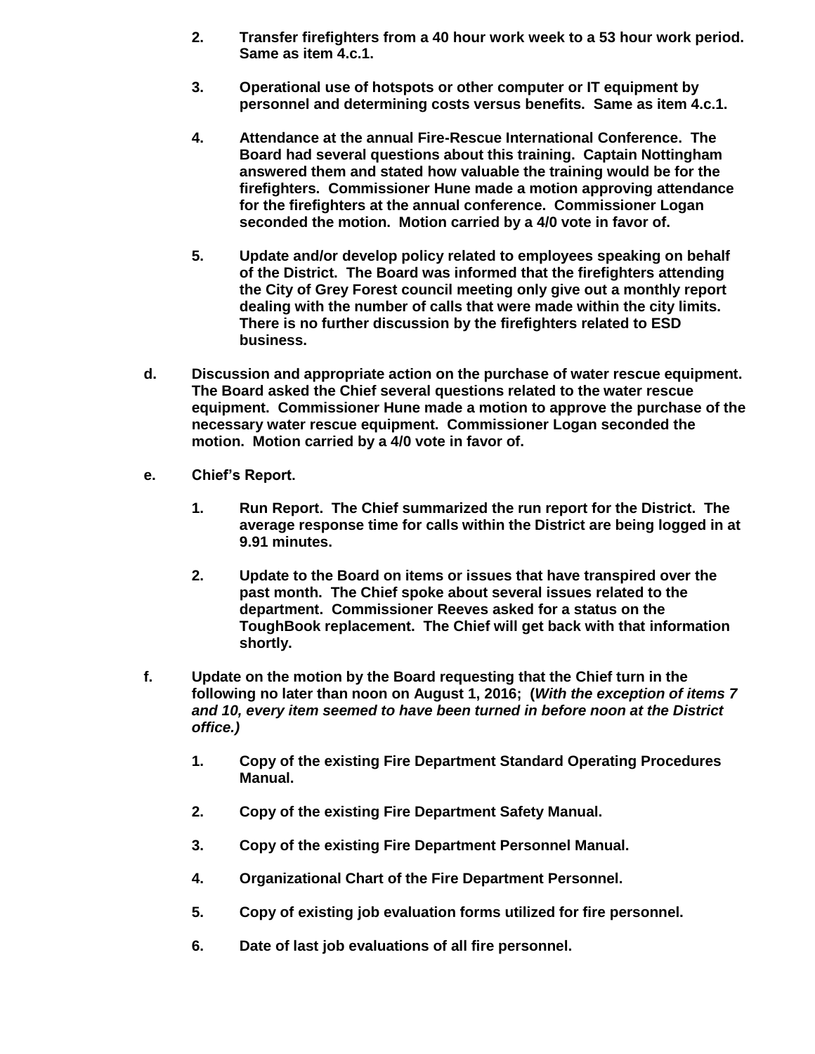2. **Transfer firefighters from a 40 hour work week to a 53 hour work period. Same as item 4.c.1.**

3. **Operational use of hotspots or other computer or IT equipment by personnel and determining costs versus benefits. Same as item 4.c.1.**

4. **Attendance at the annual Fire-Rescue International Conference. The Board had several questions about this training. Captain Nottingham answered them and stated how valuable the training would be for the firefighters. Commissioner Hune made a motion approving attendance for the firefighters at the annual conference. Commissioner Logan seconded the motion. Motion carried by a 4/0 vote in favor of.**

5. **Update and/or develop policy related to employees speaking on behalf of the District. The Board was informed that the firefighters attending the City of Grey Forest council meeting only give out a monthly report dealing with the number of calls that were made within the city limits. There is no further discussion by the firefighters related to ESD business.**

**d. Discussion and appropriate action on the purchase of water rescue equipment. The Board asked the Chief several questions related to the water rescue equipment. Commissioner Hune made a motion to approve the purchase of the necessary water rescue equipment. Commissioner Logan seconded the motion. Motion carried by a 4/0 vote in favor of.**

**e. Chief's Report.**

1. **Run Report. The Chief summarized the run report for the District. The average response time for calls within the District are being logged in at 9.91 minutes.**

2. **Update to the Board on items or issues that have transpired over the past month. The Chief spoke about several issues related to the department. Commissioner Reeves asked for a status on the ToughBook replacement. The Chief will get back with that information shortly.**

**f. Update on the motion by the Board requesting that the Chief turn in the following no later than noon on August 1, 2016; (*With the exception of items 7 and 10, every item seemed to have been turned in before noon at the District office.*)**

1. **Copy of the existing Fire Department Standard Operating Procedures Manual.**

2. **Copy of the existing Fire Department Safety Manual.**

3. **Copy of the existing Fire Department Personnel Manual.**

4. **Organizational Chart of the Fire Department Personnel.**

5. **Copy of existing job evaluation forms utilized for fire personnel.**

6. **Date of last job evaluations of all fire personnel.**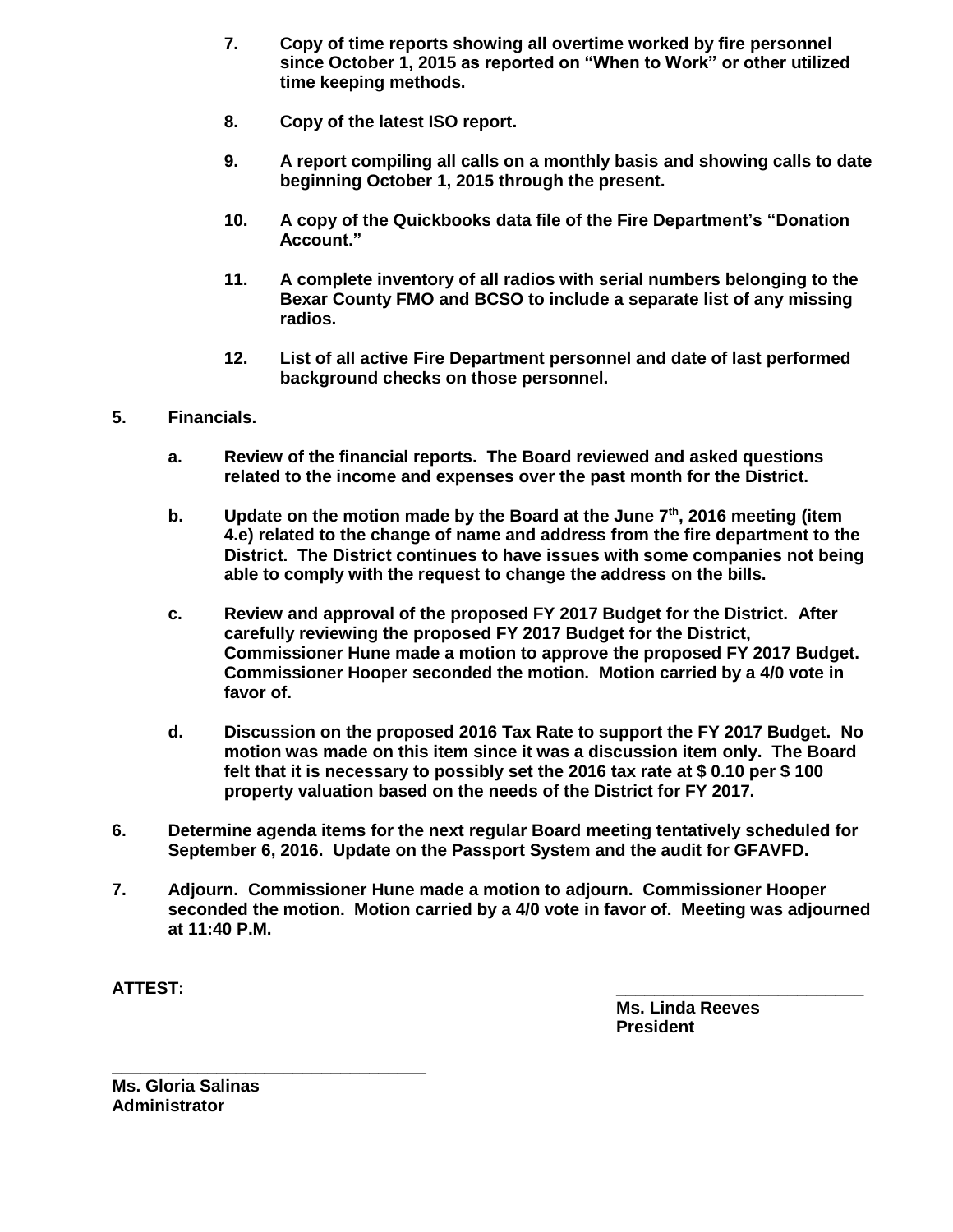7. **Copy of time reports showing all overtime worked by fire personnel since October 1, 2015 as reported on "When to Work" or other utilized time keeping methods.**

8. **Copy of the latest ISO report.**

9. **A report compiling all calls on a monthly basis and showing calls to date beginning October 1, 2015 through the present.**

10. **A copy of the Quickbooks data file of the Fire Department's "Donation Account."**

11. **A complete inventory of all radios with serial numbers belonging to the Bexar County FMO and BCSO to include a separate list of any missing radios.**

12. **List of all active Fire Department personnel and date of last performed background checks on those personnel.**

**5. Financials.**

**a. Review of the financial reports. The Board reviewed and asked questions related to the income and expenses over the past month for the District.**

**b. Update on the motion made by the Board at the June 7th, 2016 meeting (item 4.e) related to the change of name and address from the fire department to the District. The District continues to have issues with some companies not being able to comply with the request to change the address on the bills.**

**c. Review and approval of the proposed FY 2017 Budget for the District. After carefully reviewing the proposed FY 2017 Budget for the District, Commissioner Hune made a motion to approve the proposed FY 2017 Budget. Commissioner Hooper seconded the motion. Motion carried by a 4/0 vote in favor of.**

**d. Discussion on the proposed 2016 Tax Rate to support the FY 2017 Budget. No motion was made on this item since it was a discussion item only. The Board felt that it is necessary to possibly set the 2016 tax rate at $ 0.10 per $ 100 property valuation based on the needs of the District for FY 2017.**

**6. Determine agenda items for the next regular Board meeting tentatively scheduled for September 6, 2016. Update on the Passport System and the audit for GFAVFD.**

**7. Adjourn. Commissioner Hune made a motion to adjourn. Commissioner Hooper seconded the motion. Motion carried by a 4/0 vote in favor of. Meeting was adjourned at 11:40 P.M.**

**ATTEST:**

\_\_\_\_\_\_\_\_\_\_\_\_\_\_\_\_\_\_\_\_\_\_\_\_\_\_
**Ms. Linda Reeves**
**President**

\_\_\_\_\_\_\_\_\_\_\_\_\_\_\_\_\_\_\_\_\_\_\_\_\_\_\_\_\_\_\_\_\_
**Ms. Gloria Salinas**
**Administrator**